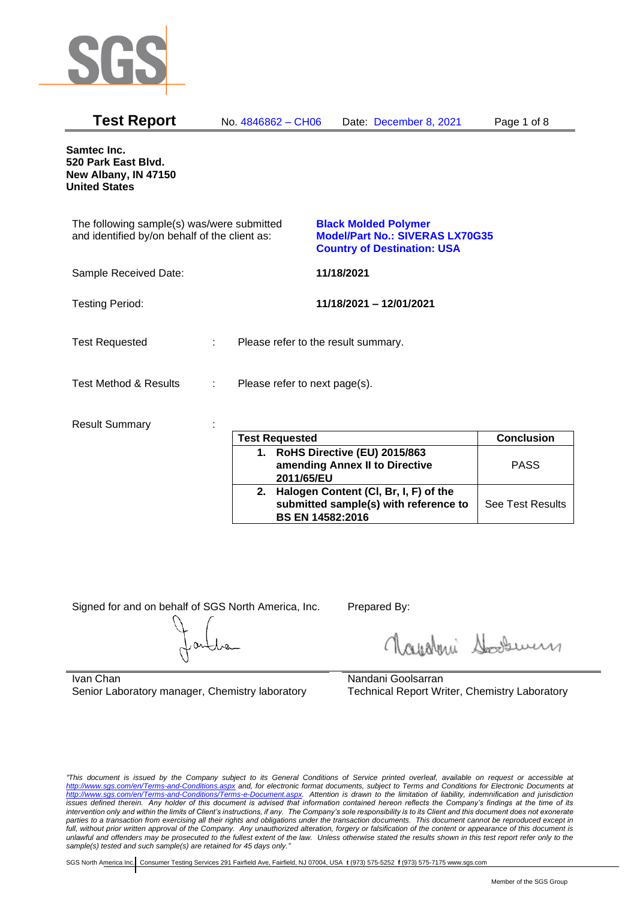# Test Report

No. 4846862 – CH06    Date: December 8, 2021

**Samtec Inc.**
**520 Park East Blvd.**
**New Albany, IN 47150**
**United States**

The following sample(s) was/were submitted and identified by/on behalf of the client as:

**Black Molded Polymer**
**Model/Part No.: SIVERAS LX70G35**
**Country of Destination: USA**

Sample Received Date: **11/18/2021**

Testing Period: **11/18/2021 – 12/01/2021**

Test Requested : Please refer to the result summary.

Test Method & Results : Please refer to next page(s).

Result Summary :

| Test Requested | Conclusion |
|---|---|
| **1. RoHS Directive (EU) 2015/863 amending Annex II to Directive 2011/65/EU** | PASS |
| **2. Halogen Content (Cl, Br, I, F) of the submitted sample(s) with reference to BS EN 14582:2016** | See Test Results |

Signed for and on behalf of SGS North America, Inc.

Ivan Chan
Senior Laboratory manager, Chemistry laboratory

Prepared By:

Nandani Goolsarran
Technical Report Writer, Chemistry Laboratory

*"This document is issued by the Company subject to its General Conditions of Service printed overleaf, available on request or accessible at http://www.sgs.com/en/Terms-and-Conditions.aspx and, for electronic format documents, subject to Terms and Conditions for Electronic Documents at http://www.sgs.com/en/Terms-and-Conditions/Terms-e-Document.aspx. Attention is drawn to the limitation of liability, indemnification and jurisdiction issues defined therein. Any holder of this document is advised that information contained hereon reflects the Company's findings at the time of its intervention only and within the limits of Client's instructions, if any. The Company's sole responsibility is to its Client and this document does not exonerate parties to a transaction from exercising all their rights and obligations under the transaction documents. This document cannot be reproduced except in full, without prior written approval of the Company. Any unauthorized alteration, forgery or falsification of the content or appearance of this document is unlawful and offenders may be prosecuted to the fullest extent of the law. Unless otherwise stated the results shown in this test report refer only to the sample(s) tested and such sample(s) are retained for 45 days only."*

SGS North America Inc. | Consumer Testing Services 291 Fairfield Ave, Fairfield, NJ 07004, USA **t** (973) 575-5252 **f** (973) 575-7175 www.sgs.com

Member of the SGS Group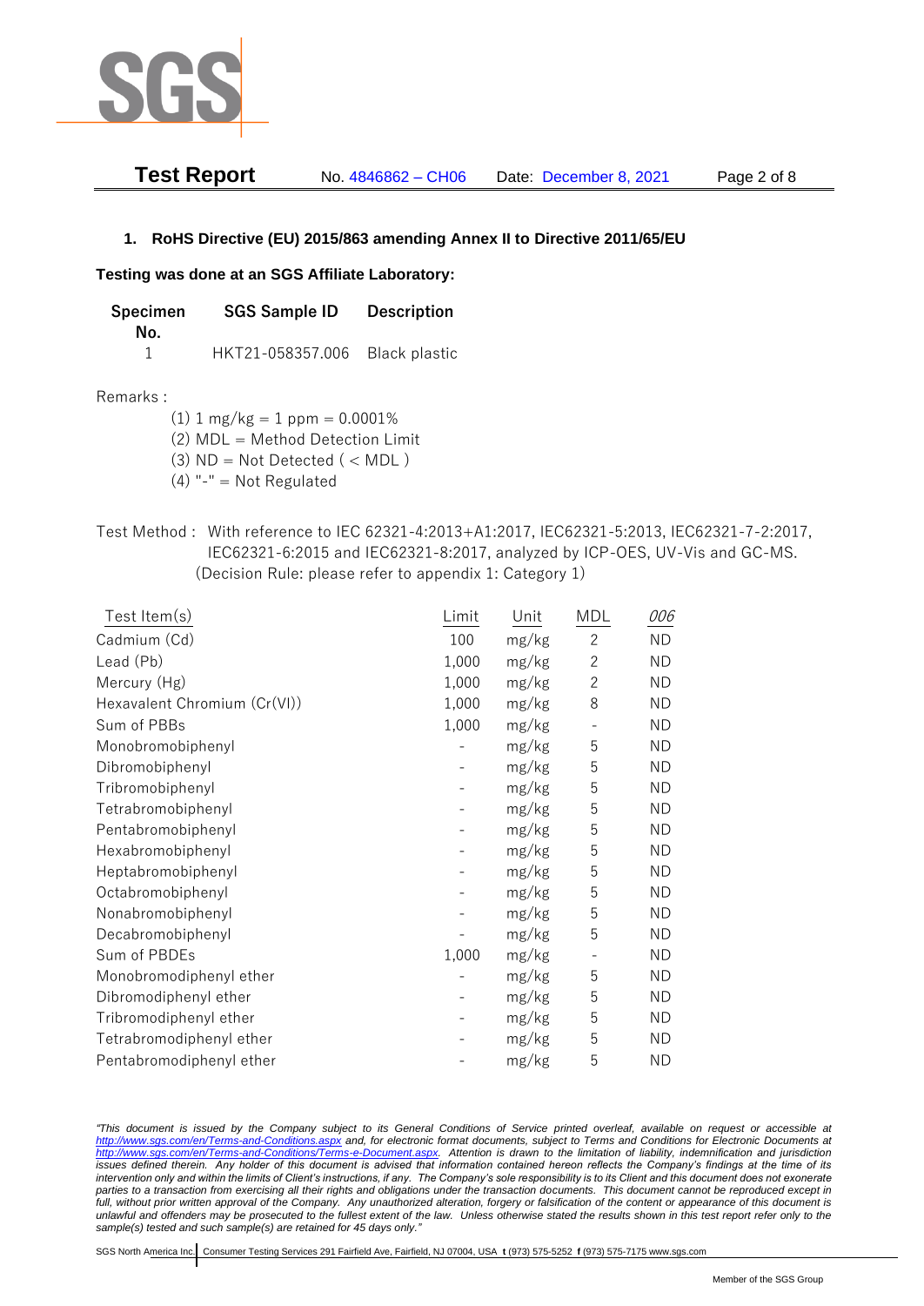## 1. RoHS Directive (EU) 2015/863 amending Annex II to Directive 2011/65/EU

**Testing was done at an SGS Affiliate Laboratory:**

| Specimen No. | SGS Sample ID | Description |
|---|---|---|
| 1 | HKT21-058357.006 | Black plastic |

Remarks :

(1) 1 mg/kg = 1 ppm = 0.0001%
(2) MDL = Method Detection Limit
(3) ND = Not Detected ( < MDL )
(4) "-" = Not Regulated

Test Method : With reference to IEC 62321-4:2013+A1:2017, IEC62321-5:2013, IEC62321-7-2:2017, IEC62321-6:2015 and IEC62321-8:2017, analyzed by ICP-OES, UV-Vis and GC-MS. (Decision Rule: please refer to appendix 1: Category 1)

| Test Item(s) | Limit | Unit | MDL | *006* |
|---|---|---|---|---|
| Cadmium (Cd) | 100 | mg/kg | 2 | ND |
| Lead (Pb) | 1,000 | mg/kg | 2 | ND |
| Mercury (Hg) | 1,000 | mg/kg | 2 | ND |
| Hexavalent Chromium (Cr(VI)) | 1,000 | mg/kg | 8 | ND |
| Sum of PBBs | 1,000 | mg/kg | - | ND |
| Monobromobiphenyl | - | mg/kg | 5 | ND |
| Dibromobiphenyl | - | mg/kg | 5 | ND |
| Tribromobiphenyl | - | mg/kg | 5 | ND |
| Tetrabromobiphenyl | - | mg/kg | 5 | ND |
| Pentabromobiphenyl | - | mg/kg | 5 | ND |
| Hexabromobiphenyl | - | mg/kg | 5 | ND |
| Heptabromobiphenyl | - | mg/kg | 5 | ND |
| Octabromobiphenyl | - | mg/kg | 5 | ND |
| Nonabromobiphenyl | - | mg/kg | 5 | ND |
| Decabromobiphenyl | - | mg/kg | 5 | ND |
| Sum of PBDEs | 1,000 | mg/kg | - | ND |
| Monobromodiphenyl ether | - | mg/kg | 5 | ND |
| Dibromodiphenyl ether | - | mg/kg | 5 | ND |
| Tribromodiphenyl ether | - | mg/kg | 5 | ND |
| Tetrabromodiphenyl ether | - | mg/kg | 5 | ND |
| Pentabromodiphenyl ether | - | mg/kg | 5 | ND |

*"This document is issued by the Company subject to its General Conditions of Service printed overleaf, available on request or accessible at http://www.sgs.com/en/Terms-and-Conditions.aspx and, for electronic format documents, subject to Terms and Conditions for Electronic Documents at http://www.sgs.com/en/Terms-and-Conditions/Terms-e-Document.aspx. Attention is drawn to the limitation of liability, indemnification and jurisdiction issues defined therein. Any holder of this document is advised that information contained hereon reflects the Company's findings at the time of its intervention only and within the limits of Client's instructions, if any. The Company's sole responsibility is to its Client and this document does not exonerate parties to a transaction from exercising all their rights and obligations under the transaction documents. This document cannot be reproduced except in full, without prior written approval of the Company. Any unauthorized alteration, forgery or falsification of the content or appearance of this document is unlawful and offenders may be prosecuted to the fullest extent of the law. Unless otherwise stated the results shown in this test report refer only to the sample(s) tested and such sample(s) are retained for 45 days only."*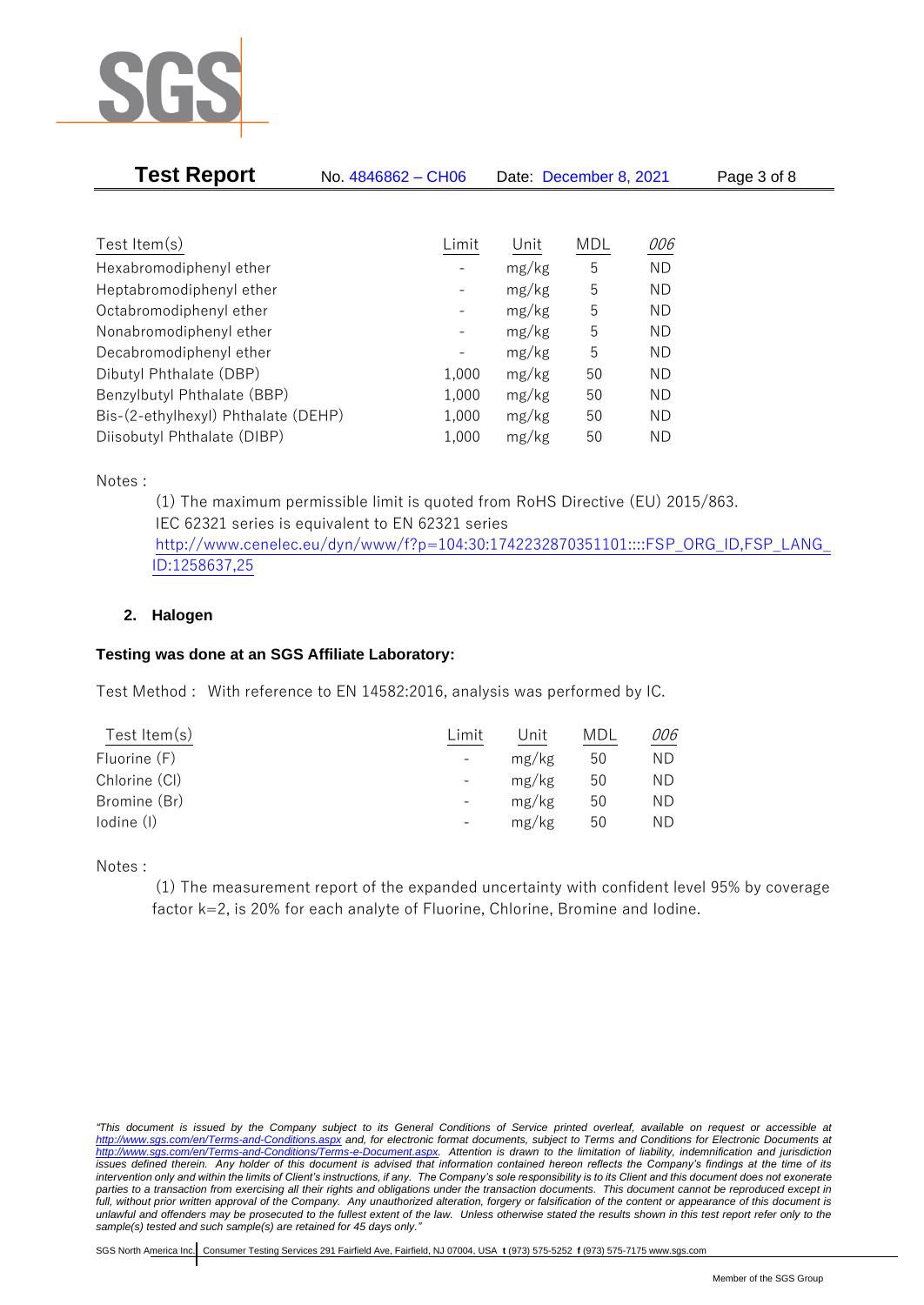| Test Item(s) | Limit | Unit | MDL | *006* |
|---|---|---|---|---|
| Hexabromodiphenyl ether | - | mg/kg | 5 | ND |
| Heptabromodiphenyl ether | - | mg/kg | 5 | ND |
| Octabromodiphenyl ether | - | mg/kg | 5 | ND |
| Nonabromodiphenyl ether | - | mg/kg | 5 | ND |
| Decabromodiphenyl ether | - | mg/kg | 5 | ND |
| Dibutyl Phthalate (DBP) | 1,000 | mg/kg | 50 | ND |
| Benzylbutyl Phthalate (BBP) | 1,000 | mg/kg | 50 | ND |
| Bis-(2-ethylhexyl) Phthalate (DEHP) | 1,000 | mg/kg | 50 | ND |
| Diisobutyl Phthalate (DIBP) | 1,000 | mg/kg | 50 | ND |

Notes :

(1) The maximum permissible limit is quoted from RoHS Directive (EU) 2015/863.
IEC 62321 series is equivalent to EN 62321 series
http://www.cenelec.eu/dyn/www/f?p=104:30:1742232870351101::::FSP_ORG_ID,FSP_LANG_ID:1258637,25

## 2. Halogen

**Testing was done at an SGS Affiliate Laboratory:**

Test Method : With reference to EN 14582:2016, analysis was performed by IC.

| Test Item(s) | Limit | Unit | MDL | *006* |
|---|---|---|---|---|
| Fluorine (F) | - | mg/kg | 50 | ND |
| Chlorine (Cl) | - | mg/kg | 50 | ND |
| Bromine (Br) | - | mg/kg | 50 | ND |
| Iodine (I) | - | mg/kg | 50 | ND |

Notes :

(1) The measurement report of the expanded uncertainty with confident level 95% by coverage factor k=2, is 20% for each analyte of Fluorine, Chlorine, Bromine and Iodine.

*"This document is issued by the Company subject to its General Conditions of Service printed overleaf, available on request or accessible at http://www.sgs.com/en/Terms-and-Conditions.aspx and, for electronic format documents, subject to Terms and Conditions for Electronic Documents at http://www.sgs.com/en/Terms-and-Conditions/Terms-e-Document.aspx. Attention is drawn to the limitation of liability, indemnification and jurisdiction issues defined therein. Any holder of this document is advised that information contained hereon reflects the Company's findings at the time of its intervention only and within the limits of Client's instructions, if any. The Company's sole responsibility is to its Client and this document does not exonerate parties to a transaction from exercising all their rights and obligations under the transaction documents. This document cannot be reproduced except in full, without prior written approval of the Company. Any unauthorized alteration, forgery or falsification of the content or appearance of this document is unlawful and offenders may be prosecuted to the fullest extent of the law. Unless otherwise stated the results shown in this test report refer only to the sample(s) tested and such sample(s) are retained for 45 days only."*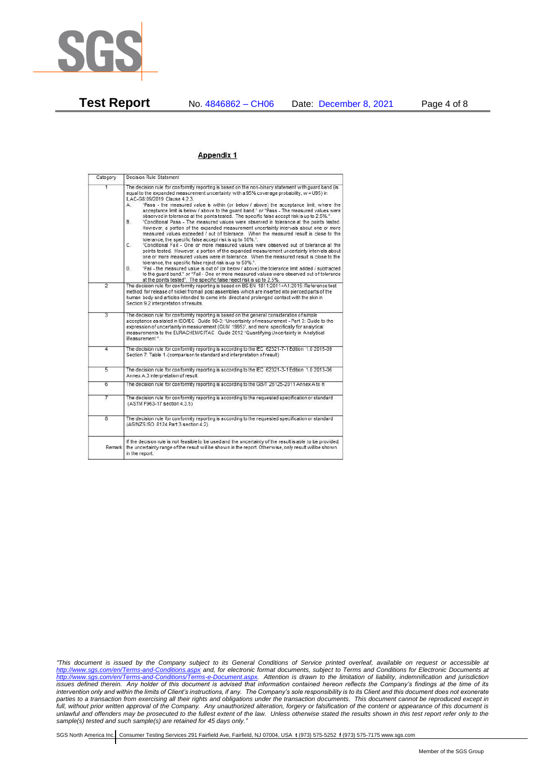## Appendix 1

| Category | Decision Rule Statement |
|---|---|
| 1 | The decision rule for conformity reporting is based on the non-binary statement with guard band (is equal to the expanded measurement uncertainty with a 95% coverage probability, w = U95) in ILAC-G8:09/2019 Clause 4.2.3.<br>A. "Pass - the measured value is within (or below / above) the acceptance limit, where the acceptance limit is below / above to the guard band." or "Pass - The measured values were observed in tolerance at the points tested. The specific false accept risk is up to 2.5%.".<br>B. "Conditional Pass - The measured values were observed in tolerance at the points tested. However, a portion of the expanded measurement uncertainty intervals about one or more measured values exceeded / out of tolerance. When the measured result is close to the tolerance, the specific false accept risk is up to 50%.".<br>C. "Conditional Fail - One or more measured values were observed out of tolerance at the points tested. However, a portion of the expanded measurement uncertainty intervals about one or more measured values were in tolerance. When the measured result is close to the tolerance, the specific false reject risk is up to 50%.".<br>D. "Fail - the measured value is out of (or below / above) the tolerance limit added / subtracted to the guard band." or "Fail - One or more measured values were observed out of tolerance at the points tested". The specific false reject risk is up to 2.5%. |
| 2 | The decision rule for conformity reporting is based on BS EN 1811:2011+A1:2015: Reference test method for release of nickel from all post assemblies which are inserted into pierced parts of the human body and articles intended to come into direct and prolonged contact with the skin in Section 9.2 interpretation of results. |
| 3 | The decision rule for conformity reporting is based on the general consideration of simple acceptance as stated in ISO/IEC Guide 98-3: "Uncertainty of measurement - Part 3: Guide to the expression of uncertainty in measurement (GUM 1995)", and more specifically for analytical measurements to the EURACHEM/CITAC Guide 2012 "Quantifying Uncertainty in Analytical Measurement ". |
| 4 | The decision rule for conformity reporting is according to the IEC 62321-7-1 Edition 1.0 2015-09 Section 7: Table 1-(comparison to standard and interpretation of result) |
| 5 | The decision rule for conformity reporting is according to the IEC 62321-3-1 Edition 1.0 2013-06 Annex A.3 interpretation of result. |
| 6 | The decision rule for conformity reporting is according to the GB/T 26125-2011 Annex A to H |
| 7 | The decision rule for conformity reporting is according to the requested specification or standard (ASTM F963-17 section 4.3.5) |
| 8 | The decision rule for conformity reporting is according to the requested specification or standard (AS/NZS ISO 8124 Part 3 section 4.2) |
| Remark | If the decision rule is not feasible to be used and the uncertainty of the result is able to be provided, the uncertainty range of the result will be shown in the report. Otherwise, only result will be shown in the report. |

*"This document is issued by the Company subject to its General Conditions of Service printed overleaf, available on request or accessible at http://www.sgs.com/en/Terms-and-Conditions.aspx and, for electronic format documents, subject to Terms and Conditions for Electronic Documents at http://www.sgs.com/en/Terms-and-Conditions/Terms-e-Document.aspx. Attention is drawn to the limitation of liability, indemnification and jurisdiction issues defined therein. Any holder of this document is advised that information contained hereon reflects the Company's findings at the time of its intervention only and within the limits of Client's instructions, if any. The Company's sole responsibility is to its Client and this document does not exonerate parties to a transaction from exercising all their rights and obligations under the transaction documents. This document cannot be reproduced except in full, without prior written approval of the Company. Any unauthorized alteration, forgery or falsification of the content or appearance of this document is unlawful and offenders may be prosecuted to the fullest extent of the law. Unless otherwise stated the results shown in this test report refer only to the sample(s) tested and such sample(s) are retained for 45 days only."*

SGS North America Inc. | Consumer Testing Services 291 Fairfield Ave, Fairfield, NJ 07004, USA **t** (973) 575-5252 **f** (973) 575-7175 www.sgs.com

Member of the SGS Group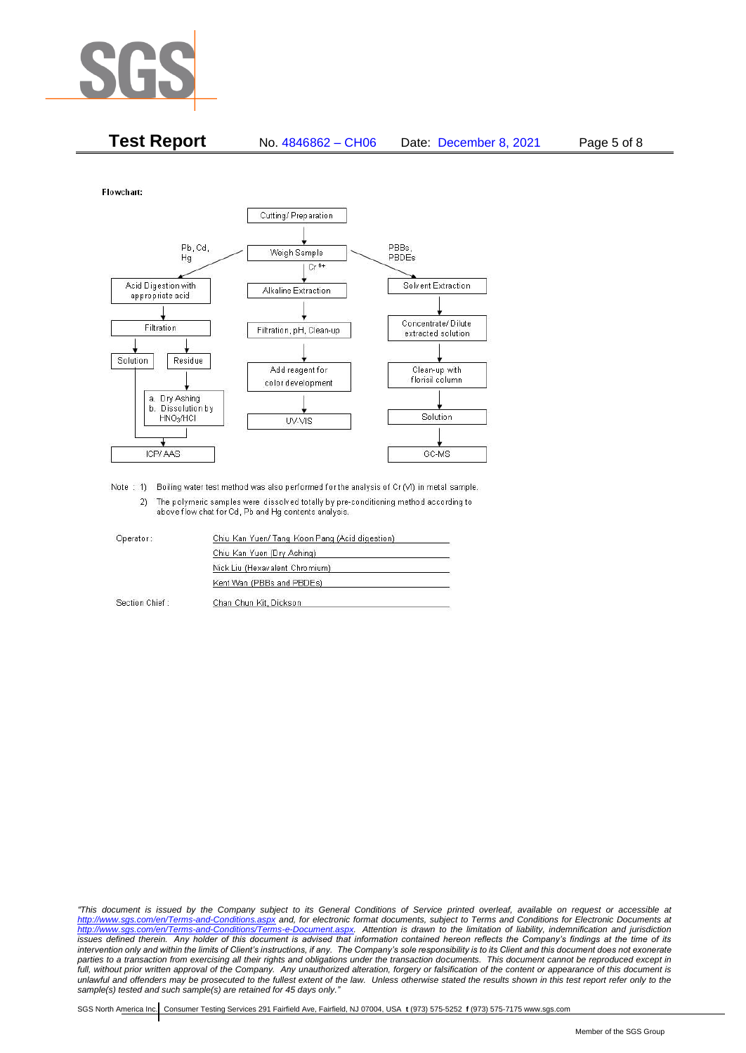# Test Report

No. 4846862 – CH06    Date: December 8, 2021

**Flowchart:**

Cutting/ Preparation → Weigh Sample

**Pb, Cd, Hg:**
- Acid Digestion with appropriate acid
- Filtration
- Solution → ICP/ AAS
- Residue → a. Dry Ashing b. Dissolution by $HNO_3$/HCl → ICP/ AAS

**$Cr^{6+}$:**
- Alkaline Extraction
- Filtration, pH, Clean-up
- Add reagent for color development
- UV-VIS

**PBBs, PBDEs:**
- Solvent Extraction
- Concentrate/ Dilute extracted solution
- Clean-up with florisil column
- Solution
- GC-MS

Note : 1) Boiling water test method was also performed for the analysis of Cr (VI) in metal sample.
2) The polymeric samples were dissolved totally by pre-conditioning method according to above flow chat for Cd, Pb and Hg contents analysis.

| | |
|---|---|
| Operator: | Chiu Kan Yuen/ Tang Koon Pang (Acid digestion) |
| | Chiu Kan Yuen (Dry Ashing) |
| | Nick Liu (Hexavalent Chromium) |
| | Kent Wan (PBBs and PBDEs) |
| Section Chief: | Chan Chun Kit, Dickson |

*"This document is issued by the Company subject to its General Conditions of Service printed overleaf, available on request or accessible at http://www.sgs.com/en/Terms-and-Conditions.aspx and, for electronic format documents, subject to Terms and Conditions for Electronic Documents at http://www.sgs.com/en/Terms-and-Conditions/Terms-e-Document.aspx. Attention is drawn to the limitation of liability, indemnification and jurisdiction issues defined therein. Any holder of this document is advised that information contained hereon reflects the Company's findings at the time of its intervention only and within the limits of Client's instructions, if any. The Company's sole responsibility is to its Client and this document does not exonerate parties to a transaction from exercising all their rights and obligations under the transaction documents. This document cannot be reproduced except in full, without prior written approval of the Company. Any unauthorized alteration, forgery or falsification of the content or appearance of this document is unlawful and offenders may be prosecuted to the fullest extent of the law. Unless otherwise stated the results shown in this test report refer only to the sample(s) tested and such sample(s) are retained for 45 days only."*

SGS North America Inc. | Consumer Testing Services 291 Fairfield Ave, Fairfield, NJ 07004, USA **t** (973) 575-5252 **f** (973) 575-7175 www.sgs.com

Member of the SGS Group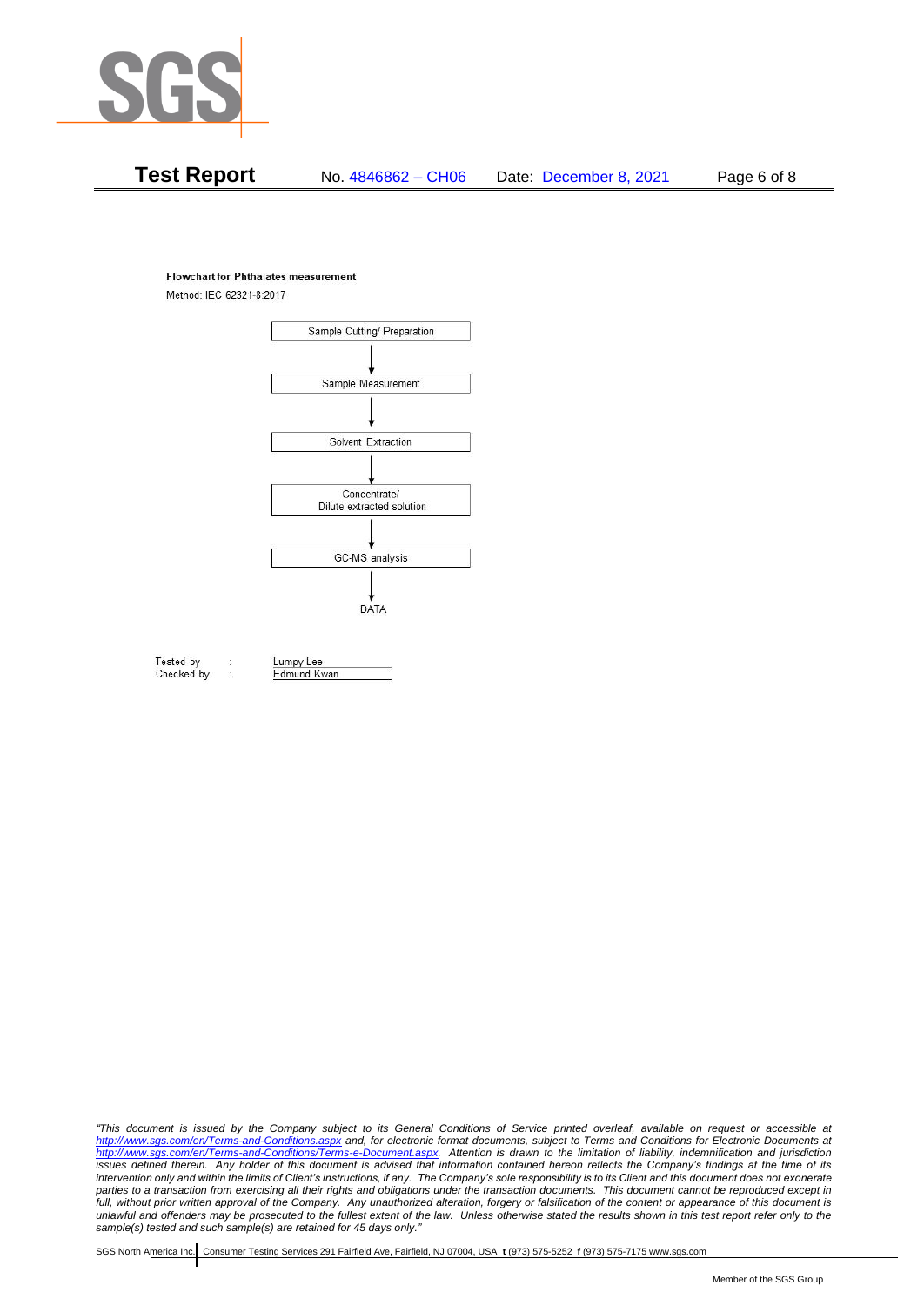**Test Report** No. 4846862 – CH06 Date: December 8, 2021

**Flowchart for Phthalates measurement**

Method: IEC 62321-8:2017

Sample Cutting/ Preparation

↓

Sample Measurement

↓

Solvent Extraction

↓

Concentrate/
Dilute extracted solution

↓

GC-MS analysis

↓

DATA

Tested by : Lumpy Lee

Checked by : Edmund Kwan

*"This document is issued by the Company subject to its General Conditions of Service printed overleaf, available on request or accessible at http://www.sgs.com/en/Terms-and-Conditions.aspx and, for electronic format documents, subject to Terms and Conditions for Electronic Documents at http://www.sgs.com/en/Terms-and-Conditions/Terms-e-Document.aspx. Attention is drawn to the limitation of liability, indemnification and jurisdiction issues defined therein. Any holder of this document is advised that information contained hereon reflects the Company's findings at the time of its intervention only and within the limits of Client's instructions, if any. The Company's sole responsibility is to its Client and this document does not exonerate parties to a transaction from exercising all their rights and obligations under the transaction documents. This document cannot be reproduced except in full, without prior written approval of the Company. Any unauthorized alteration, forgery or falsification of the content or appearance of this document is unlawful and offenders may be prosecuted to the fullest extent of the law. Unless otherwise stated the results shown in this test report refer only to the sample(s) tested and such sample(s) are retained for 45 days only."*

SGS North America Inc. | Consumer Testing Services 291 Fairfield Ave, Fairfield, NJ 07004, USA **t** (973) 575-5252 **f** (973) 575-7175 www.sgs.com

Member of the SGS Group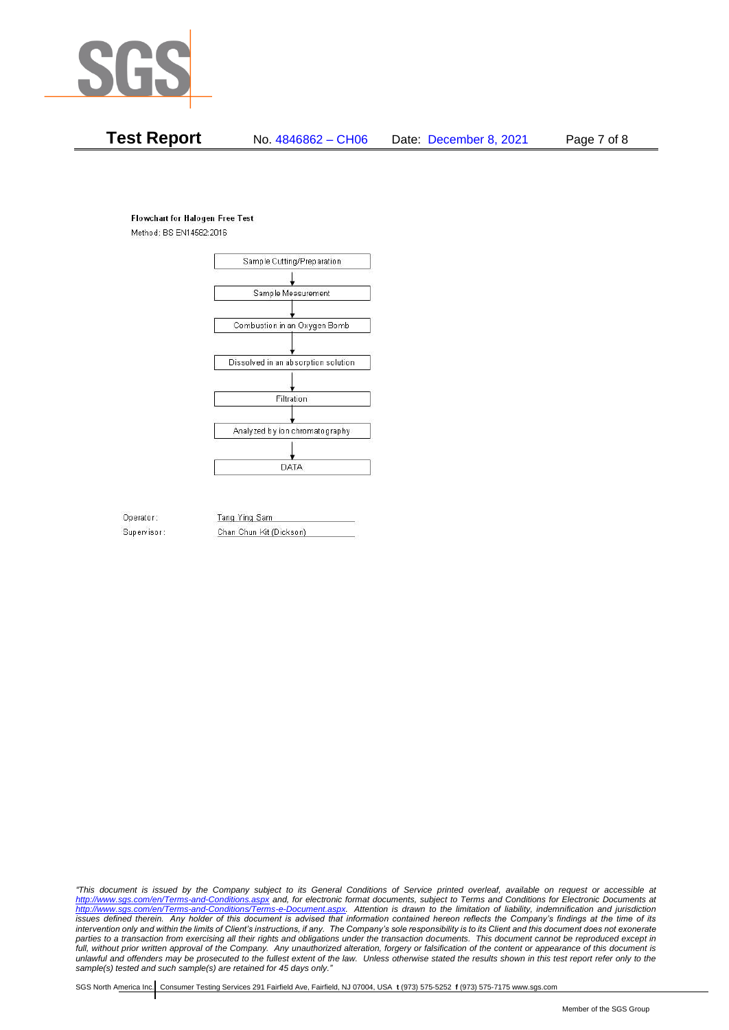**Flowchart for Halogen Free Test**

Method: BS EN14582:2016

Sample Cutting/Preparation

↓

Sample Measurement

↓

Combustion in an Oxygen Bomb

↓

Dissolved in an absorption solution

↓

Filtration

↓

Analyzed by ion chromatography

↓

DATA

Operator: Tang Ying Sam

Supervisor: Chan Chun Kit (Dickson)

*"This document is issued by the Company subject to its General Conditions of Service printed overleaf, available on request or accessible at http://www.sgs.com/en/Terms-and-Conditions.aspx and, for electronic format documents, subject to Terms and Conditions for Electronic Documents at http://www.sgs.com/en/Terms-and-Conditions/Terms-e-Document.aspx. Attention is drawn to the limitation of liability, indemnification and jurisdiction issues defined therein. Any holder of this document is advised that information contained hereon reflects the Company's findings at the time of its intervention only and within the limits of Client's instructions, if any. The Company's sole responsibility is to its Client and this document does not exonerate parties to a transaction from exercising all their rights and obligations under the transaction documents. This document cannot be reproduced except in full, without prior written approval of the Company. Any unauthorized alteration, forgery or falsification of the content or appearance of this document is unlawful and offenders may be prosecuted to the fullest extent of the law. Unless otherwise stated the results shown in this test report refer only to the sample(s) tested and such sample(s) are retained for 45 days only."*

SGS North America Inc. | Consumer Testing Services 291 Fairfield Ave, Fairfield, NJ 07004, USA **t** (973) 575-5252 **f** (973) 575-7175 www.sgs.com

Member of the SGS Group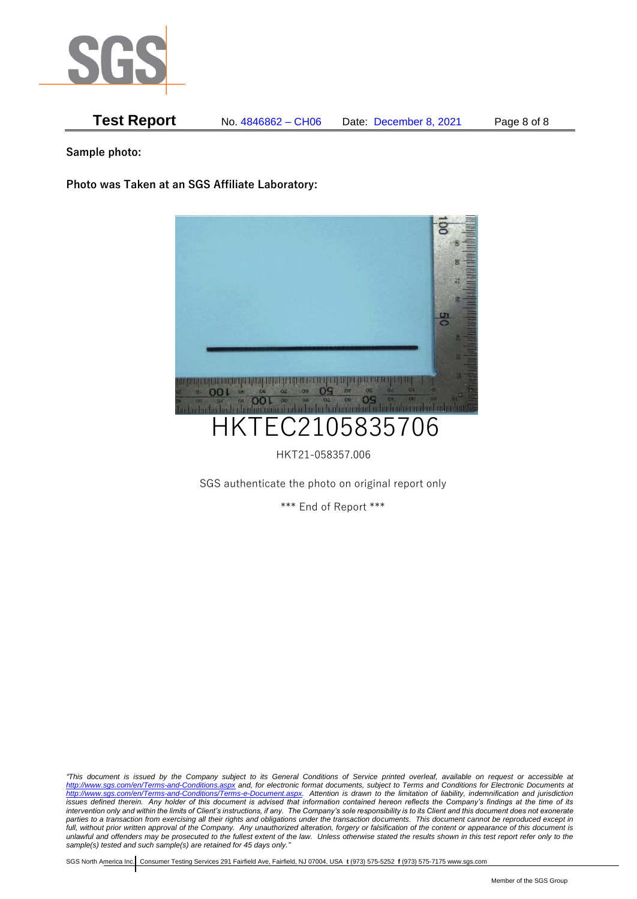**Sample photo:**

**Photo was Taken at an SGS Affiliate Laboratory:**

HKTEC2105835706

HKT21-058357.006

SGS authenticate the photo on original report only

\*\*\* End of Report \*\*\*

*"This document is issued by the Company subject to its General Conditions of Service printed overleaf, available on request or accessible at http://www.sgs.com/en/Terms-and-Conditions.aspx and, for electronic format documents, subject to Terms and Conditions for Electronic Documents at http://www.sgs.com/en/Terms-and-Conditions/Terms-e-Document.aspx. Attention is drawn to the limitation of liability, indemnification and jurisdiction issues defined therein. Any holder of this document is advised that information contained hereon reflects the Company's findings at the time of its intervention only and within the limits of Client's instructions, if any. The Company's sole responsibility is to its Client and this document does not exonerate parties to a transaction from exercising all their rights and obligations under the transaction documents. This document cannot be reproduced except in full, without prior written approval of the Company. Any unauthorized alteration, forgery or falsification of the content or appearance of this document is unlawful and offenders may be prosecuted to the fullest extent of the law. Unless otherwise stated the results shown in this test report refer only to the sample(s) tested and such sample(s) are retained for 45 days only."*